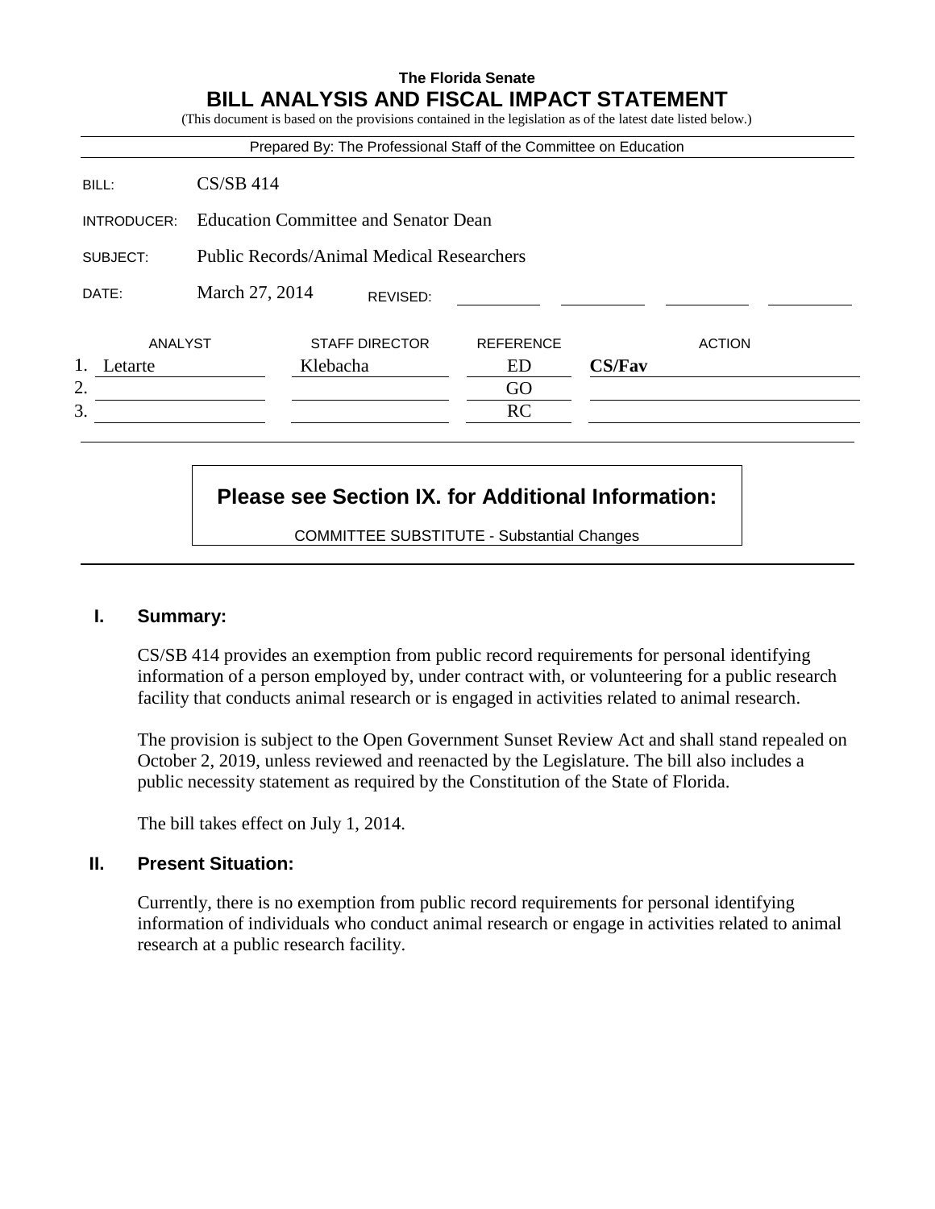**The Florida Senate**

# BILL ANALYSIS AND FISCAL IMPACT STATEMENT

(This document is based on the provisions contained in the legislation as of the latest date listed below.)

Prepared By: The Professional Staff of the Committee on Education

| | |
|---|---|
| BILL: | CS/SB 414 |
| INTRODUCER: | Education Committee and Senator Dean |
| SUBJECT: | Public Records/Animal Medical Researchers |
| DATE: | March 27, 2014 REVISED: |

| | ANALYST | STAFF DIRECTOR | REFERENCE | ACTION |
|---|---|---|---|---|
| 1. | Letarte | Klebacha | ED | **CS/Fav** |
| 2. | | | GO | |
| 3. | | | RC | |

**Please see Section IX. for Additional Information:**

COMMITTEE SUBSTITUTE - Substantial Changes

## I. Summary:

CS/SB 414 provides an exemption from public record requirements for personal identifying information of a person employed by, under contract with, or volunteering for a public research facility that conducts animal research or is engaged in activities related to animal research.

The provision is subject to the Open Government Sunset Review Act and shall stand repealed on October 2, 2019, unless reviewed and reenacted by the Legislature. The bill also includes a public necessity statement as required by the Constitution of the State of Florida.

The bill takes effect on July 1, 2014.

## II. Present Situation:

Currently, there is no exemption from public record requirements for personal identifying information of individuals who conduct animal research or engage in activities related to animal research at a public research facility.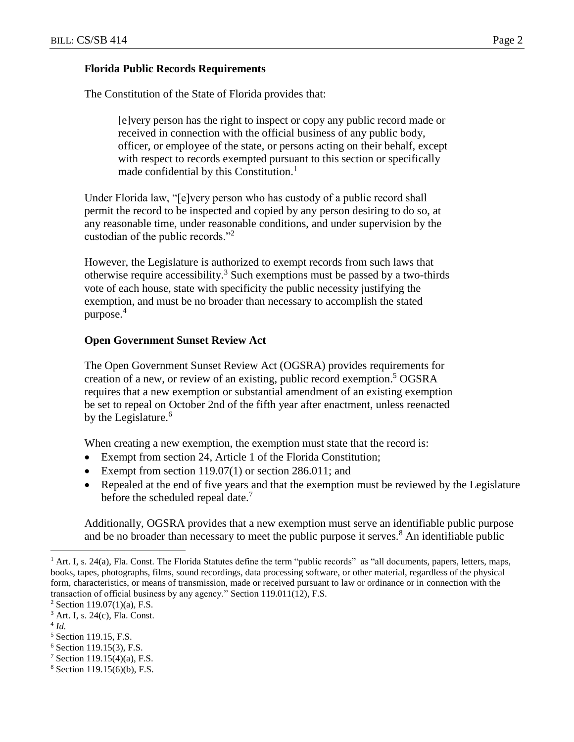### Florida Public Records Requirements

The Constitution of the State of Florida provides that:

> [e]very person has the right to inspect or copy any public record made or received in connection with the official business of any public body, officer, or employee of the state, or persons acting on their behalf, except with respect to records exempted pursuant to this section or specifically made confidential by this Constitution.[1]

Under Florida law, "[e]very person who has custody of a public record shall permit the record to be inspected and copied by any person desiring to do so, at any reasonable time, under reasonable conditions, and under supervision by the custodian of the public records."[2]

However, the Legislature is authorized to exempt records from such laws that otherwise require accessibility.[3] Such exemptions must be passed by a two-thirds vote of each house, state with specificity the public necessity justifying the exemption, and must be no broader than necessary to accomplish the stated purpose.[4]

### Open Government Sunset Review Act

The Open Government Sunset Review Act (OGSRA) provides requirements for creation of a new, or review of an existing, public record exemption.[5] OGSRA requires that a new exemption or substantial amendment of an existing exemption be set to repeal on October 2nd of the fifth year after enactment, unless reenacted by the Legislature.[6]

When creating a new exemption, the exemption must state that the record is:

- Exempt from section 24, Article 1 of the Florida Constitution;
- Exempt from section 119.07(1) or section 286.011; and
- Repealed at the end of five years and that the exemption must be reviewed by the Legislature before the scheduled repeal date.[7]

Additionally, OGSRA provides that a new exemption must serve an identifiable public purpose and be no broader than necessary to meet the public purpose it serves.[8] An identifiable public

---

[1] Art. I, s. 24(a), Fla. Const. The Florida Statutes define the term "public records" as "all documents, papers, letters, maps, books, tapes, photographs, films, sound recordings, data processing software, or other material, regardless of the physical form, characteristics, or means of transmission, made or received pursuant to law or ordinance or in connection with the transaction of official business by any agency." Section 119.011(12), F.S.

[2] Section 119.07(1)(a), F.S.

[3] Art. I, s. 24(c), Fla. Const.

[4] *Id.*

[5] Section 119.15, F.S.

[6] Section 119.15(3), F.S.

[7] Section 119.15(4)(a), F.S.

[8] Section 119.15(6)(b), F.S.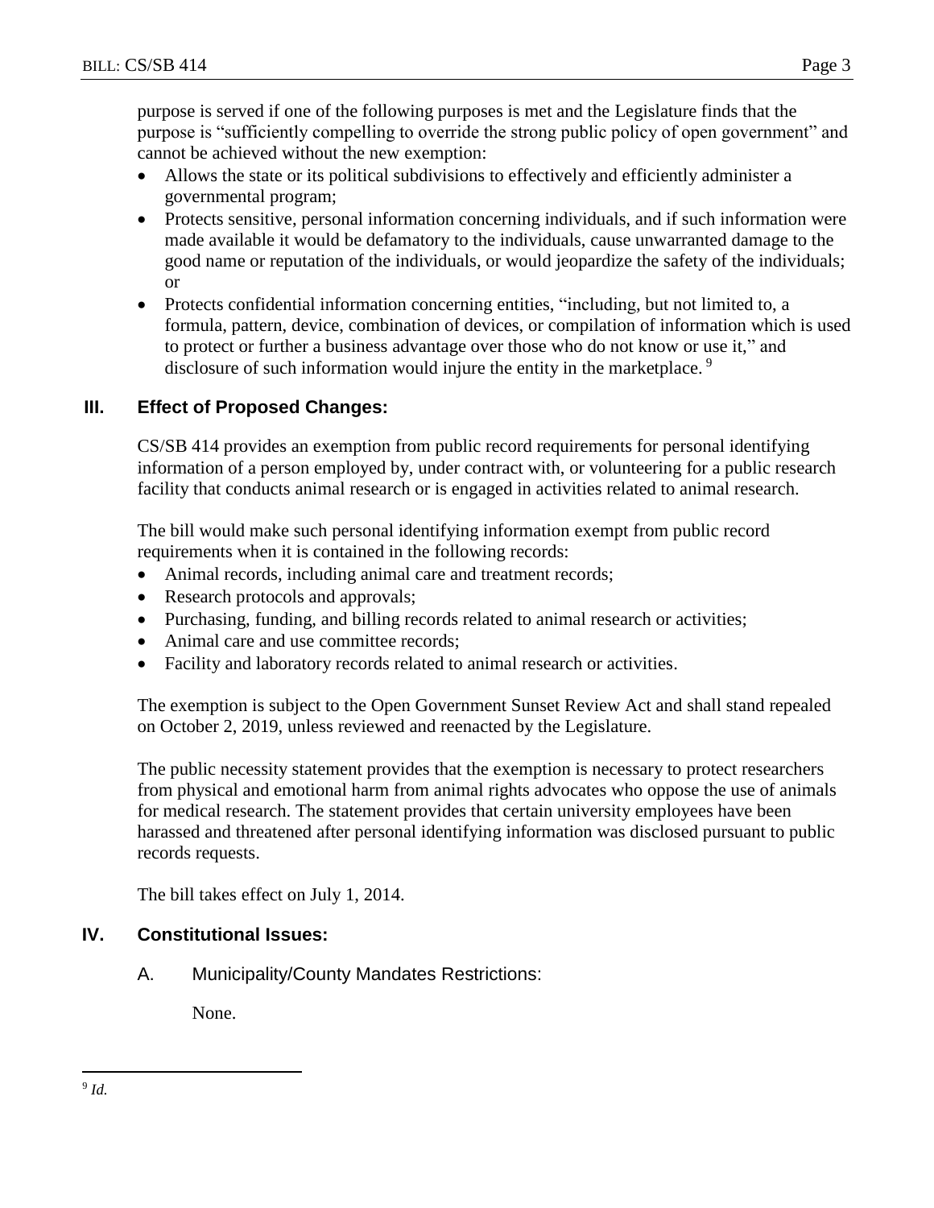purpose is served if one of the following purposes is met and the Legislature finds that the purpose is "sufficiently compelling to override the strong public policy of open government" and cannot be achieved without the new exemption:

- Allows the state or its political subdivisions to effectively and efficiently administer a governmental program;
- Protects sensitive, personal information concerning individuals, and if such information were made available it would be defamatory to the individuals, cause unwarranted damage to the good name or reputation of the individuals, or would jeopardize the safety of the individuals; or
- Protects confidential information concerning entities, "including, but not limited to, a formula, pattern, device, combination of devices, or compilation of information which is used to protect or further a business advantage over those who do not know or use it," and disclosure of such information would injure the entity in the marketplace. [9]

## III. Effect of Proposed Changes:

CS/SB 414 provides an exemption from public record requirements for personal identifying information of a person employed by, under contract with, or volunteering for a public research facility that conducts animal research or is engaged in activities related to animal research.

The bill would make such personal identifying information exempt from public record requirements when it is contained in the following records:

- Animal records, including animal care and treatment records;
- Research protocols and approvals;
- Purchasing, funding, and billing records related to animal research or activities;
- Animal care and use committee records;
- Facility and laboratory records related to animal research or activities.

The exemption is subject to the Open Government Sunset Review Act and shall stand repealed on October 2, 2019, unless reviewed and reenacted by the Legislature.

The public necessity statement provides that the exemption is necessary to protect researchers from physical and emotional harm from animal rights advocates who oppose the use of animals for medical research. The statement provides that certain university employees have been harassed and threatened after personal identifying information was disclosed pursuant to public records requests.

The bill takes effect on July 1, 2014.

## IV. Constitutional Issues:

### A. Municipality/County Mandates Restrictions:

None.

---

[9] *Id.*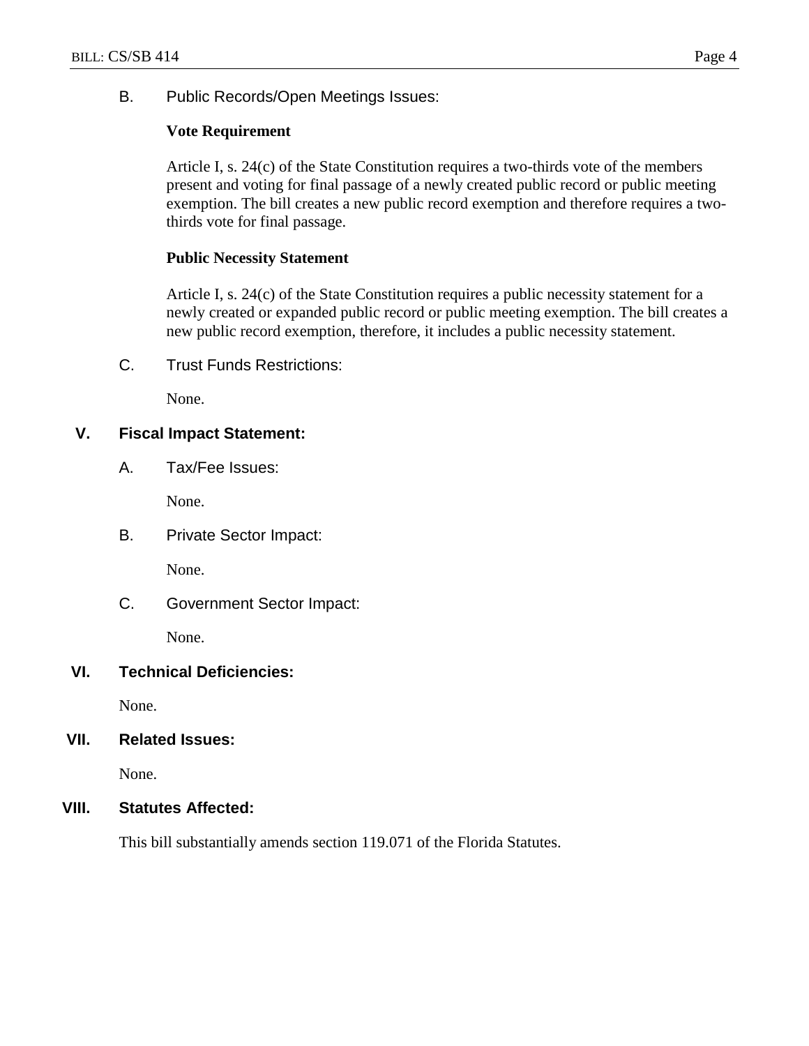B. Public Records/Open Meetings Issues:

**Vote Requirement**

Article I, s. 24(c) of the State Constitution requires a two-thirds vote of the members present and voting for final passage of a newly created public record or public meeting exemption. The bill creates a new public record exemption and therefore requires a two-thirds vote for final passage.

**Public Necessity Statement**

Article I, s. 24(c) of the State Constitution requires a public necessity statement for a newly created or expanded public record or public meeting exemption. The bill creates a new public record exemption, therefore, it includes a public necessity statement.

C. Trust Funds Restrictions:

None.

## V. Fiscal Impact Statement:

A. Tax/Fee Issues:

None.

B. Private Sector Impact:

None.

C. Government Sector Impact:

None.

## VI. Technical Deficiencies:

None.

## VII. Related Issues:

None.

## VIII. Statutes Affected:

This bill substantially amends section 119.071 of the Florida Statutes.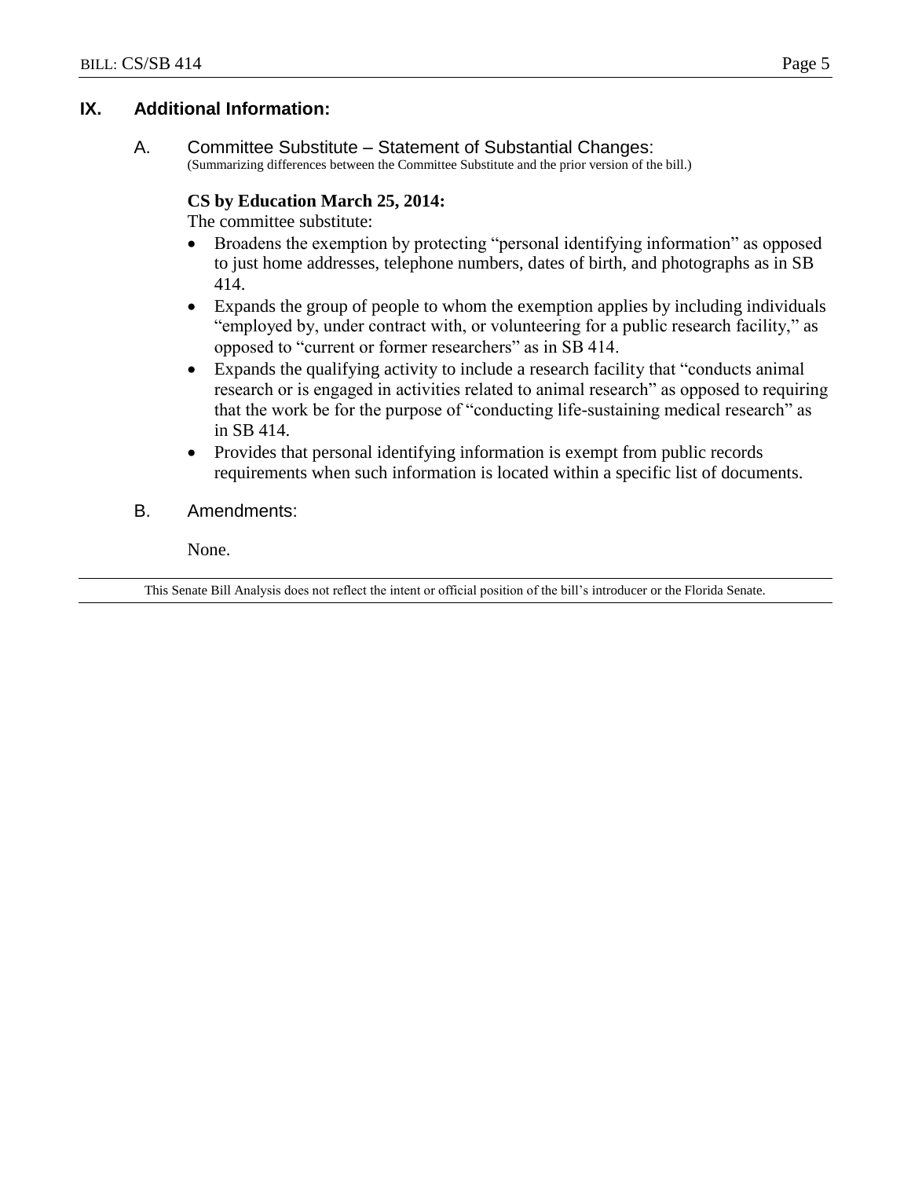## IX. Additional Information:

### A. Committee Substitute – Statement of Substantial Changes:

(Summarizing differences between the Committee Substitute and the prior version of the bill.)

**CS by Education March 25, 2014:**

The committee substitute:

- Broadens the exemption by protecting "personal identifying information" as opposed to just home addresses, telephone numbers, dates of birth, and photographs as in SB 414.
- Expands the group of people to whom the exemption applies by including individuals "employed by, under contract with, or volunteering for a public research facility," as opposed to "current or former researchers" as in SB 414.
- Expands the qualifying activity to include a research facility that "conducts animal research or is engaged in activities related to animal research" as opposed to requiring that the work be for the purpose of "conducting life-sustaining medical research" as in SB 414.
- Provides that personal identifying information is exempt from public records requirements when such information is located within a specific list of documents.

### B. Amendments:

None.

This Senate Bill Analysis does not reflect the intent or official position of the bill's introducer or the Florida Senate.